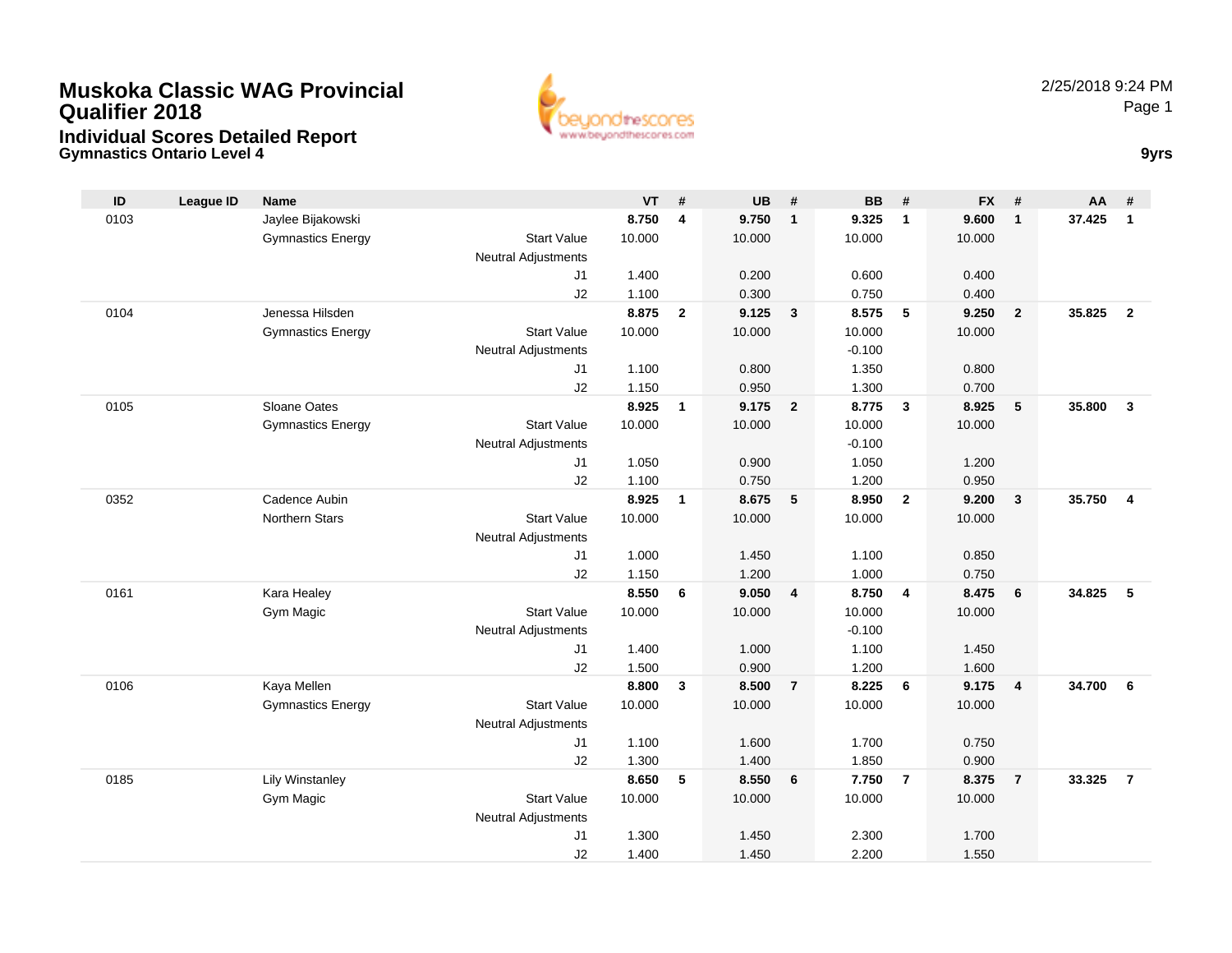# Muskoka Classic WAG Provincial Qualifier 2018

## Individual Scores Detailed Report

### Gymnastics Ontario Level 4

2/25/2018 9:24 PM

**9yrs**

| ID | League ID | Name | | VT | # | UB | # | BB | # | FX | # | AA | # |
|---|---|---|---|---|---|---|---|---|---|---|---|---|---|
| 0103 | | Jaylee Bijakowski | | **8.750** | **4** | **9.750** | **1** | **9.325** | **1** | **9.600** | **1** | **37.425** | **1** |
| | | Gymnastics Energy | Start Value | 10.000 | | 10.000 | | 10.000 | | 10.000 | | | |
| | | | Neutral Adjustments | | | | | | | | | | |
| | | | J1 | 1.400 | | 0.200 | | 0.600 | | 0.400 | | | |
| | | | J2 | 1.100 | | 0.300 | | 0.750 | | 0.400 | | | |
| 0104 | | Jenessa Hilsden | | **8.875** | **2** | **9.125** | **3** | **8.575** | **5** | **9.250** | **2** | **35.825** | **2** |
| | | Gymnastics Energy | Start Value | 10.000 | | 10.000 | | 10.000 | | 10.000 | | | |
| | | | Neutral Adjustments | | | | | -0.100 | | | | | |
| | | | J1 | 1.100 | | 0.800 | | 1.350 | | 0.800 | | | |
| | | | J2 | 1.150 | | 0.950 | | 1.300 | | 0.700 | | | |
| 0105 | | Sloane Oates | | **8.925** | **1** | **9.175** | **2** | **8.775** | **3** | **8.925** | **5** | **35.800** | **3** |
| | | Gymnastics Energy | Start Value | 10.000 | | 10.000 | | 10.000 | | 10.000 | | | |
| | | | Neutral Adjustments | | | | | -0.100 | | | | | |
| | | | J1 | 1.050 | | 0.900 | | 1.050 | | 1.200 | | | |
| | | | J2 | 1.100 | | 0.750 | | 1.200 | | 0.950 | | | |
| 0352 | | Cadence Aubin | | **8.925** | **1** | **8.675** | **5** | **8.950** | **2** | **9.200** | **3** | **35.750** | **4** |
| | | Northern Stars | Start Value | 10.000 | | 10.000 | | 10.000 | | 10.000 | | | |
| | | | Neutral Adjustments | | | | | | | | | | |
| | | | J1 | 1.000 | | 1.450 | | 1.100 | | 0.850 | | | |
| | | | J2 | 1.150 | | 1.200 | | 1.000 | | 0.750 | | | |
| 0161 | | Kara Healey | | **8.550** | **6** | **9.050** | **4** | **8.750** | **4** | **8.475** | **6** | **34.825** | **5** |
| | | Gym Magic | Start Value | 10.000 | | 10.000 | | 10.000 | | 10.000 | | | |
| | | | Neutral Adjustments | | | | | -0.100 | | | | | |
| | | | J1 | 1.400 | | 1.000 | | 1.100 | | 1.450 | | | |
| | | | J2 | 1.500 | | 0.900 | | 1.200 | | 1.600 | | | |
| 0106 | | Kaya Mellen | | **8.800** | **3** | **8.500** | **7** | **8.225** | **6** | **9.175** | **4** | **34.700** | **6** |
| | | Gymnastics Energy | Start Value | 10.000 | | 10.000 | | 10.000 | | 10.000 | | | |
| | | | Neutral Adjustments | | | | | | | | | | |
| | | | J1 | 1.100 | | 1.600 | | 1.700 | | 0.750 | | | |
| | | | J2 | 1.300 | | 1.400 | | 1.850 | | 0.900 | | | |
| 0185 | | Lily Winstanley | | **8.650** | **5** | **8.550** | **6** | **7.750** | **7** | **8.375** | **7** | **33.325** | **7** |
| | | Gym Magic | Start Value | 10.000 | | 10.000 | | 10.000 | | 10.000 | | | |
| | | | Neutral Adjustments | | | | | | | | | | |
| | | | J1 | 1.300 | | 1.450 | | 2.300 | | 1.700 | | | |
| | | | J2 | 1.400 | | 1.450 | | 2.200 | | 1.550 | | | |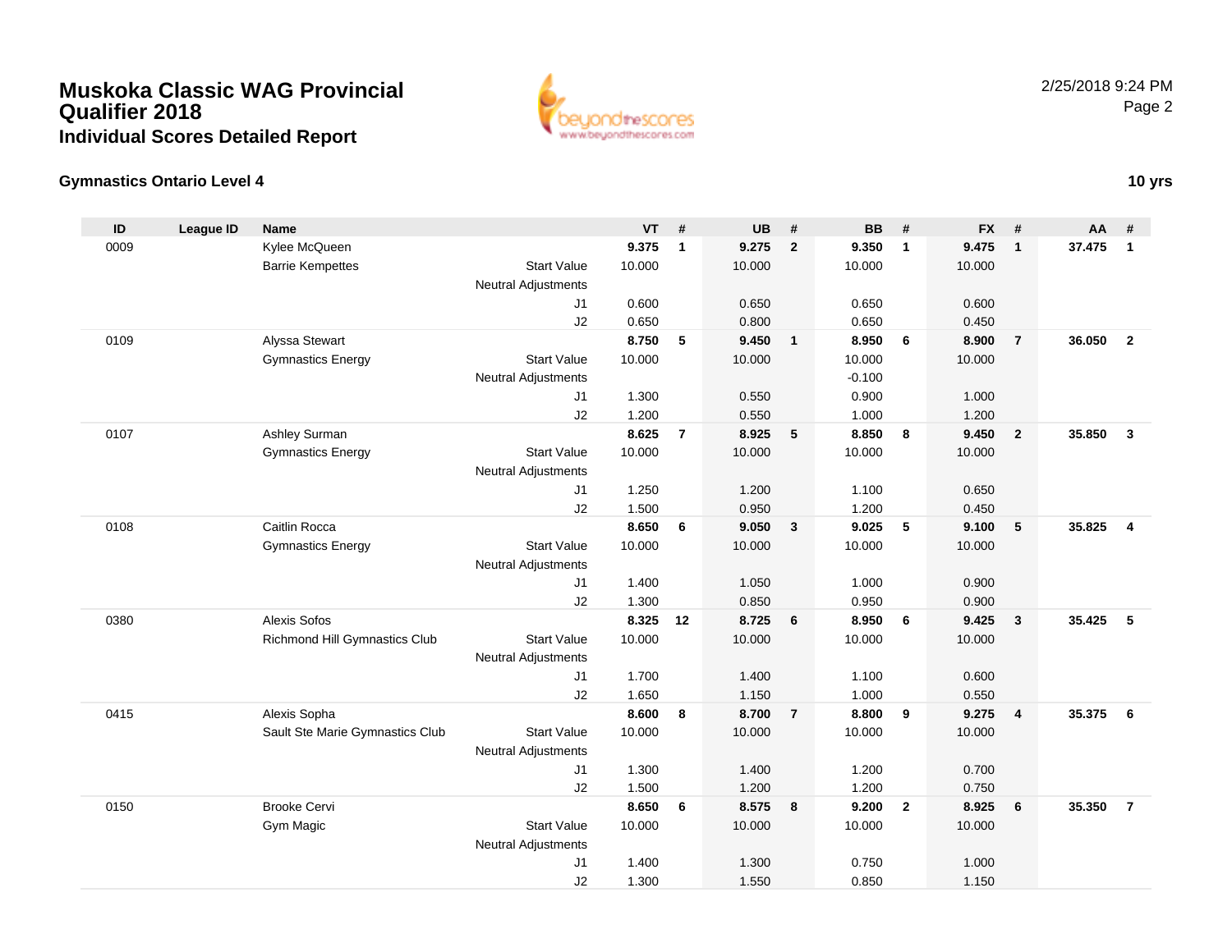# Muskoka Classic WAG Provincial Qualifier 2018

## Individual Scores Detailed Report

2/25/2018 9:24 PM

### Gymnastics Ontario Level 4

**10 yrs**

| ID | League ID | Name | | VT | # | UB | # | BB | # | FX | # | AA | # |
|---|---|---|---|---|---|---|---|---|---|---|---|---|---|
| 0009 | | Kylee McQueen | | **9.375** | **1** | **9.275** | **2** | **9.350** | **1** | **9.475** | **1** | **37.475** | **1** |
| | | Barrie Kempettes | Start Value | 10.000 | | 10.000 | | 10.000 | | 10.000 | | | |
| | | | Neutral Adjustments | | | | | | | | | | |
| | | | J1 | 0.600 | | 0.650 | | 0.650 | | 0.600 | | | |
| | | | J2 | 0.650 | | 0.800 | | 0.650 | | 0.450 | | | |
| 0109 | | Alyssa Stewart | | **8.750** | **5** | **9.450** | **1** | **8.950** | **6** | **8.900** | **7** | **36.050** | **2** |
| | | Gymnastics Energy | Start Value | 10.000 | | 10.000 | | 10.000 | | 10.000 | | | |
| | | | Neutral Adjustments | | | | | -0.100 | | | | | |
| | | | J1 | 1.300 | | 0.550 | | 0.900 | | 1.000 | | | |
| | | | J2 | 1.200 | | 0.550 | | 1.000 | | 1.200 | | | |
| 0107 | | Ashley Surman | | **8.625** | **7** | **8.925** | **5** | **8.850** | **8** | **9.450** | **2** | **35.850** | **3** |
| | | Gymnastics Energy | Start Value | 10.000 | | 10.000 | | 10.000 | | 10.000 | | | |
| | | | Neutral Adjustments | | | | | | | | | | |
| | | | J1 | 1.250 | | 1.200 | | 1.100 | | 0.650 | | | |
| | | | J2 | 1.500 | | 0.950 | | 1.200 | | 0.450 | | | |
| 0108 | | Caitlin Rocca | | **8.650** | **6** | **9.050** | **3** | **9.025** | **5** | **9.100** | **5** | **35.825** | **4** |
| | | Gymnastics Energy | Start Value | 10.000 | | 10.000 | | 10.000 | | 10.000 | | | |
| | | | Neutral Adjustments | | | | | | | | | | |
| | | | J1 | 1.400 | | 1.050 | | 1.000 | | 0.900 | | | |
| | | | J2 | 1.300 | | 0.850 | | 0.950 | | 0.900 | | | |
| 0380 | | Alexis Sofos | | **8.325** | **12** | **8.725** | **6** | **8.950** | **6** | **9.425** | **3** | **35.425** | **5** |
| | | Richmond Hill Gymnastics Club | Start Value | 10.000 | | 10.000 | | 10.000 | | 10.000 | | | |
| | | | Neutral Adjustments | | | | | | | | | | |
| | | | J1 | 1.700 | | 1.400 | | 1.100 | | 0.600 | | | |
| | | | J2 | 1.650 | | 1.150 | | 1.000 | | 0.550 | | | |
| 0415 | | Alexis Sopha | | **8.600** | **8** | **8.700** | **7** | **8.800** | **9** | **9.275** | **4** | **35.375** | **6** |
| | | Sault Ste Marie Gymnastics Club | Start Value | 10.000 | | 10.000 | | 10.000 | | 10.000 | | | |
| | | | Neutral Adjustments | | | | | | | | | | |
| | | | J1 | 1.300 | | 1.400 | | 1.200 | | 0.700 | | | |
| | | | J2 | 1.500 | | 1.200 | | 1.200 | | 0.750 | | | |
| 0150 | | Brooke Cervi | | **8.650** | **6** | **8.575** | **8** | **9.200** | **2** | **8.925** | **6** | **35.350** | **7** |
| | | Gym Magic | Start Value | 10.000 | | 10.000 | | 10.000 | | 10.000 | | | |
| | | | Neutral Adjustments | | | | | | | | | | |
| | | | J1 | 1.400 | | 1.300 | | 0.750 | | 1.000 | | | |
| | | | J2 | 1.300 | | 1.550 | | 0.850 | | 1.150 | | | |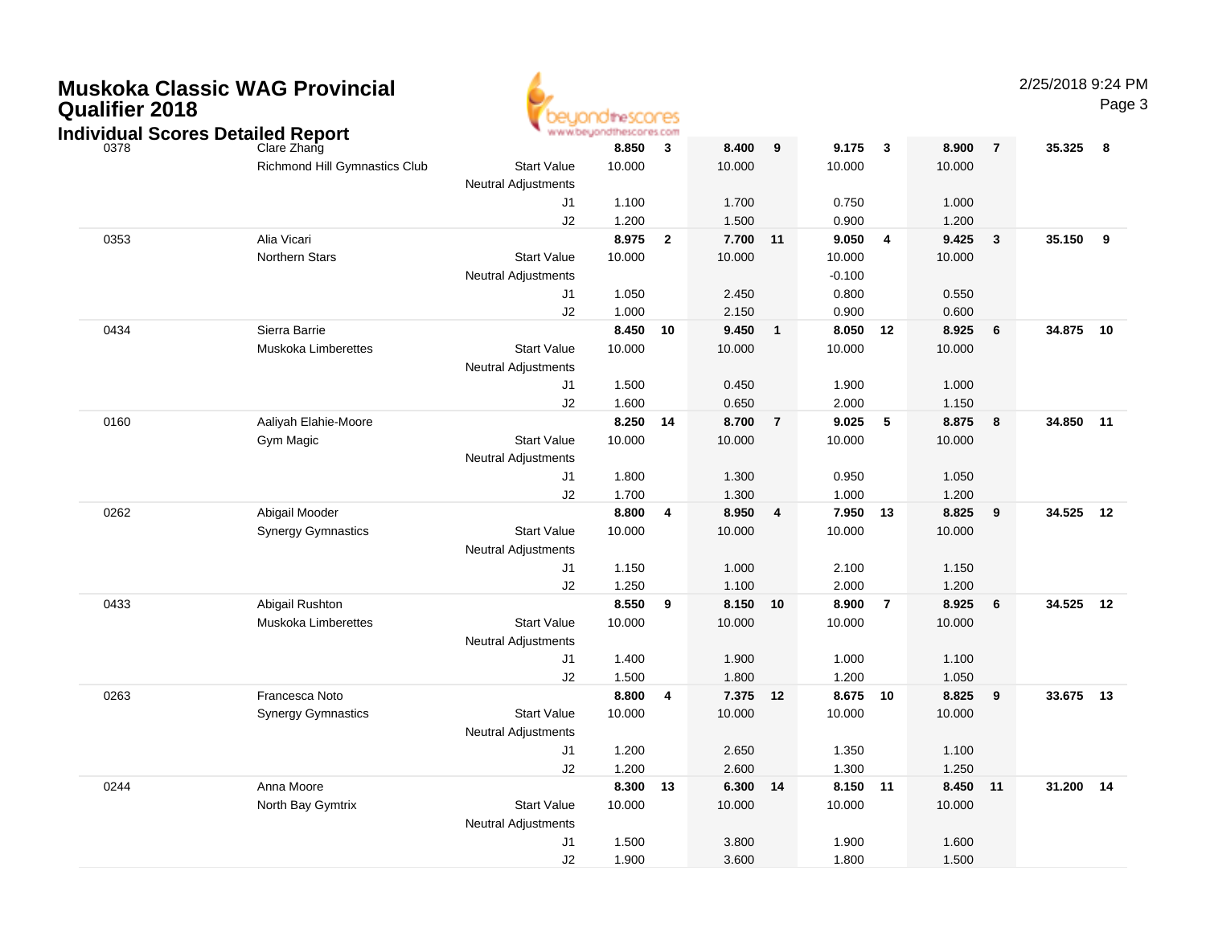# Muskoka Classic WAG Provincial Qualifier 2018

## Individual Scores Detailed Report

| # | Name / Club | | Vault | Rank | Bars | Rank | Beam | Rank | Floor | Rank | AA | Rank |
|---|---|---|---|---|---|---|---|---|---|---|---|---|
| 0378 | Clare Zhang | | 8.850 | 3 | 8.400 | 9 | 9.175 | 3 | 8.900 | 7 | 35.325 | 8 |
| | Richmond Hill Gymnastics Club | Start Value | 10.000 | | 10.000 | | 10.000 | | 10.000 | | | |
| | | Neutral Adjustments | | | | | | | | | | |
| | | J1 | 1.100 | | 1.700 | | 0.750 | | 1.000 | | | |
| | | J2 | 1.200 | | 1.500 | | 0.900 | | 1.200 | | | |
| 0353 | Alia Vicari | | 8.975 | 2 | 7.700 | 11 | 9.050 | 4 | 9.425 | 3 | 35.150 | 9 |
| | Northern Stars | Start Value | 10.000 | | 10.000 | | 10.000 | | 10.000 | | | |
| | | Neutral Adjustments | | | | | -0.100 | | | | | |
| | | J1 | 1.050 | | 2.450 | | 0.800 | | 0.550 | | | |
| | | J2 | 1.000 | | 2.150 | | 0.900 | | 0.600 | | | |
| 0434 | Sierra Barrie | | 8.450 | 10 | 9.450 | 1 | 8.050 | 12 | 8.925 | 6 | 34.875 | 10 |
| | Muskoka Limberettes | Start Value | 10.000 | | 10.000 | | 10.000 | | 10.000 | | | |
| | | Neutral Adjustments | | | | | | | | | | |
| | | J1 | 1.500 | | 0.450 | | 1.900 | | 1.000 | | | |
| | | J2 | 1.600 | | 0.650 | | 2.000 | | 1.150 | | | |
| 0160 | Aaliyah Elahie-Moore | | 8.250 | 14 | 8.700 | 7 | 9.025 | 5 | 8.875 | 8 | 34.850 | 11 |
| | Gym Magic | Start Value | 10.000 | | 10.000 | | 10.000 | | 10.000 | | | |
| | | Neutral Adjustments | | | | | | | | | | |
| | | J1 | 1.800 | | 1.300 | | 0.950 | | 1.050 | | | |
| | | J2 | 1.700 | | 1.300 | | 1.000 | | 1.200 | | | |
| 0262 | Abigail Mooder | | 8.800 | 4 | 8.950 | 4 | 7.950 | 13 | 8.825 | 9 | 34.525 | 12 |
| | Synergy Gymnastics | Start Value | 10.000 | | 10.000 | | 10.000 | | 10.000 | | | |
| | | Neutral Adjustments | | | | | | | | | | |
| | | J1 | 1.150 | | 1.000 | | 2.100 | | 1.150 | | | |
| | | J2 | 1.250 | | 1.100 | | 2.000 | | 1.200 | | | |
| 0433 | Abigail Rushton | | 8.550 | 9 | 8.150 | 10 | 8.900 | 7 | 8.925 | 6 | 34.525 | 12 |
| | Muskoka Limberettes | Start Value | 10.000 | | 10.000 | | 10.000 | | 10.000 | | | |
| | | Neutral Adjustments | | | | | | | | | | |
| | | J1 | 1.400 | | 1.900 | | 1.000 | | 1.100 | | | |
| | | J2 | 1.500 | | 1.800 | | 1.200 | | 1.050 | | | |
| 0263 | Francesca Noto | | 8.800 | 4 | 7.375 | 12 | 8.675 | 10 | 8.825 | 9 | 33.675 | 13 |
| | Synergy Gymnastics | Start Value | 10.000 | | 10.000 | | 10.000 | | 10.000 | | | |
| | | Neutral Adjustments | | | | | | | | | | |
| | | J1 | 1.200 | | 2.650 | | 1.350 | | 1.100 | | | |
| | | J2 | 1.200 | | 2.600 | | 1.300 | | 1.250 | | | |
| 0244 | Anna Moore | | 8.300 | 13 | 6.300 | 14 | 8.150 | 11 | 8.450 | 11 | 31.200 | 14 |
| | North Bay Gymtrix | Start Value | 10.000 | | 10.000 | | 10.000 | | 10.000 | | | |
| | | Neutral Adjustments | | | | | | | | | | |
| | | J1 | 1.500 | | 3.800 | | 1.900 | | 1.600 | | | |
| | | J2 | 1.900 | | 3.600 | | 1.800 | | 1.500 | | | |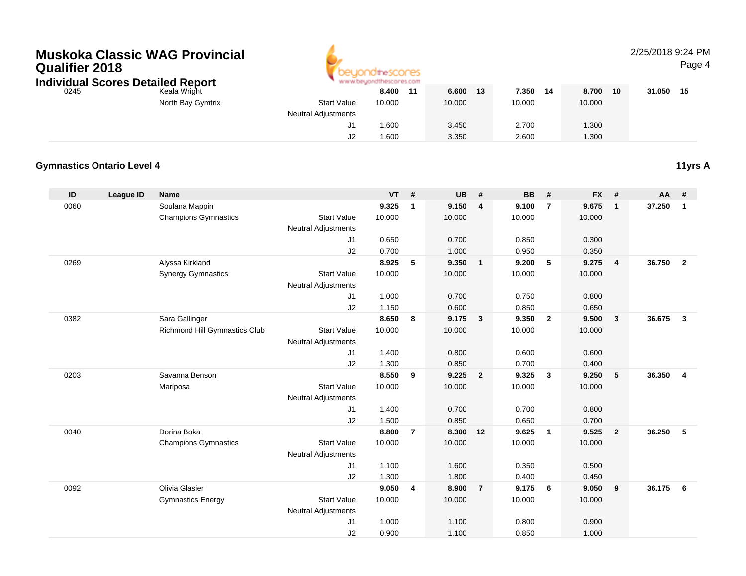# Muskoka Classic WAG Provincial Qualifier 2018

## Individual Scores Detailed Report

| ID | League ID | Name | | VT | # | UB | # | BB | # | FX | # | AA | # |
|---|---|---|---|---|---|---|---|---|---|---|---|---|---|
| 0245 | | Keala Wright | | **8.400** | **11** | **6.600** | **13** | **7.350** | **14** | **8.700** | **10** | **31.050** | **15** |
| | | North Bay Gymtrix | Start Value | 10.000 | | 10.000 | | 10.000 | | 10.000 | | | |
| | | | Neutral Adjustments | | | | | | | | | | |
| | | | J1 | 1.600 | | 3.450 | | 2.700 | | 1.300 | | | |
| | | | J2 | 1.600 | | 3.350 | | 2.600 | | 1.300 | | | |

### Gymnastics Ontario Level 4 — 11yrs A

| ID | League ID | Name | | VT | # | UB | # | BB | # | FX | # | AA | # |
|---|---|---|---|---|---|---|---|---|---|---|---|---|---|
| 0060 | | Soulana Mappin | | **9.325** | **1** | **9.150** | **4** | **9.100** | **7** | **9.675** | **1** | **37.250** | **1** |
| | | Champions Gymnastics | Start Value | 10.000 | | 10.000 | | 10.000 | | 10.000 | | | |
| | | | Neutral Adjustments | | | | | | | | | | |
| | | | J1 | 0.650 | | 0.700 | | 0.850 | | 0.300 | | | |
| | | | J2 | 0.700 | | 1.000 | | 0.950 | | 0.350 | | | |
| 0269 | | Alyssa Kirkland | | **8.925** | **5** | **9.350** | **1** | **9.200** | **5** | **9.275** | **4** | **36.750** | **2** |
| | | Synergy Gymnastics | Start Value | 10.000 | | 10.000 | | 10.000 | | 10.000 | | | |
| | | | Neutral Adjustments | | | | | | | | | | |
| | | | J1 | 1.000 | | 0.700 | | 0.750 | | 0.800 | | | |
| | | | J2 | 1.150 | | 0.600 | | 0.850 | | 0.650 | | | |
| 0382 | | Sara Gallinger | | **8.650** | **8** | **9.175** | **3** | **9.350** | **2** | **9.500** | **3** | **36.675** | **3** |
| | | Richmond Hill Gymnastics Club | Start Value | 10.000 | | 10.000 | | 10.000 | | 10.000 | | | |
| | | | Neutral Adjustments | | | | | | | | | | |
| | | | J1 | 1.400 | | 0.800 | | 0.600 | | 0.600 | | | |
| | | | J2 | 1.300 | | 0.850 | | 0.700 | | 0.400 | | | |
| 0203 | | Savanna Benson | | **8.550** | **9** | **9.225** | **2** | **9.325** | **3** | **9.250** | **5** | **36.350** | **4** |
| | | Mariposa | Start Value | 10.000 | | 10.000 | | 10.000 | | 10.000 | | | |
| | | | Neutral Adjustments | | | | | | | | | | |
| | | | J1 | 1.400 | | 0.700 | | 0.700 | | 0.800 | | | |
| | | | J2 | 1.500 | | 0.850 | | 0.650 | | 0.700 | | | |
| 0040 | | Dorina Boka | | **8.800** | **7** | **8.300** | **12** | **9.625** | **1** | **9.525** | **2** | **36.250** | **5** |
| | | Champions Gymnastics | Start Value | 10.000 | | 10.000 | | 10.000 | | 10.000 | | | |
| | | | Neutral Adjustments | | | | | | | | | | |
| | | | J1 | 1.100 | | 1.600 | | 0.350 | | 0.500 | | | |
| | | | J2 | 1.300 | | 1.800 | | 0.400 | | 0.450 | | | |
| 0092 | | Olivia Glasier | | **9.050** | **4** | **8.900** | **7** | **9.175** | **6** | **9.050** | **9** | **36.175** | **6** |
| | | Gymnastics Energy | Start Value | 10.000 | | 10.000 | | 10.000 | | 10.000 | | | |
| | | | Neutral Adjustments | | | | | | | | | | |
| | | | J1 | 1.000 | | 1.100 | | 0.800 | | 0.900 | | | |
| | | | J2 | 0.900 | | 1.100 | | 0.850 | | 1.000 | | | |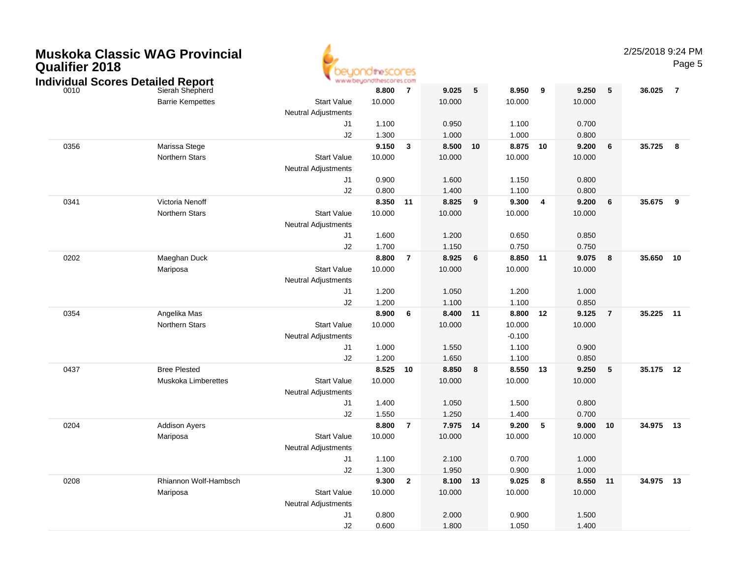# Muskoka Classic WAG Provincial Qualifier 2018

## Individual Scores Detailed Report

| # | Name / Club | | Vault | Rk | Bars | Rk | Beam | Rk | Floor | Rk | AA | Rk |
|---|---|---|---|---|---|---|---|---|---|---|---|---|
| 0010 | Sierah Shepherd | | **8.800** | **7** | **9.025** | **5** | **8.950** | **9** | **9.250** | **5** | **36.025** | **7** |
| | Barrie Kempettes | Start Value | 10.000 | | 10.000 | | 10.000 | | 10.000 | | | |
| | | Neutral Adjustments | | | | | | | | | | |
| | | J1 | 1.100 | | 0.950 | | 1.100 | | 0.700 | | | |
| | | J2 | 1.300 | | 1.000 | | 1.000 | | 0.800 | | | |
| 0356 | Marissa Stege | | **9.150** | **3** | **8.500** | **10** | **8.875** | **10** | **9.200** | **6** | **35.725** | **8** |
| | Northern Stars | Start Value | 10.000 | | 10.000 | | 10.000 | | 10.000 | | | |
| | | Neutral Adjustments | | | | | | | | | | |
| | | J1 | 0.900 | | 1.600 | | 1.150 | | 0.800 | | | |
| | | J2 | 0.800 | | 1.400 | | 1.100 | | 0.800 | | | |
| 0341 | Victoria Nenoff | | **8.350** | **11** | **8.825** | **9** | **9.300** | **4** | **9.200** | **6** | **35.675** | **9** |
| | Northern Stars | Start Value | 10.000 | | 10.000 | | 10.000 | | 10.000 | | | |
| | | Neutral Adjustments | | | | | | | | | | |
| | | J1 | 1.600 | | 1.200 | | 0.650 | | 0.850 | | | |
| | | J2 | 1.700 | | 1.150 | | 0.750 | | 0.750 | | | |
| 0202 | Maeghan Duck | | **8.800** | **7** | **8.925** | **6** | **8.850** | **11** | **9.075** | **8** | **35.650** | **10** |
| | Mariposa | Start Value | 10.000 | | 10.000 | | 10.000 | | 10.000 | | | |
| | | Neutral Adjustments | | | | | | | | | | |
| | | J1 | 1.200 | | 1.050 | | 1.200 | | 1.000 | | | |
| | | J2 | 1.200 | | 1.100 | | 1.100 | | 0.850 | | | |
| 0354 | Angelika Mas | | **8.900** | **6** | **8.400** | **11** | **8.800** | **12** | **9.125** | **7** | **35.225** | **11** |
| | Northern Stars | Start Value | 10.000 | | 10.000 | | 10.000 | | 10.000 | | | |
| | | Neutral Adjustments | | | | | -0.100 | | | | | |
| | | J1 | 1.000 | | 1.550 | | 1.100 | | 0.900 | | | |
| | | J2 | 1.200 | | 1.650 | | 1.100 | | 0.850 | | | |
| 0437 | Bree Plested | | **8.525** | **10** | **8.850** | **8** | **8.550** | **13** | **9.250** | **5** | **35.175** | **12** |
| | Muskoka Limberettes | Start Value | 10.000 | | 10.000 | | 10.000 | | 10.000 | | | |
| | | Neutral Adjustments | | | | | | | | | | |
| | | J1 | 1.400 | | 1.050 | | 1.500 | | 0.800 | | | |
| | | J2 | 1.550 | | 1.250 | | 1.400 | | 0.700 | | | |
| 0204 | Addison Ayers | | **8.800** | **7** | **7.975** | **14** | **9.200** | **5** | **9.000** | **10** | **34.975** | **13** |
| | Mariposa | Start Value | 10.000 | | 10.000 | | 10.000 | | 10.000 | | | |
| | | Neutral Adjustments | | | | | | | | | | |
| | | J1 | 1.100 | | 2.100 | | 0.700 | | 1.000 | | | |
| | | J2 | 1.300 | | 1.950 | | 0.900 | | 1.000 | | | |
| 0208 | Rhiannon Wolf-Hambsch | | **9.300** | **2** | **8.100** | **13** | **9.025** | **8** | **8.550** | **11** | **34.975** | **13** |
| | Mariposa | Start Value | 10.000 | | 10.000 | | 10.000 | | 10.000 | | | |
| | | Neutral Adjustments | | | | | | | | | | |
| | | J1 | 0.800 | | 2.000 | | 0.900 | | 1.500 | | | |
| | | J2 | 0.600 | | 1.800 | | 1.050 | | 1.400 | | | |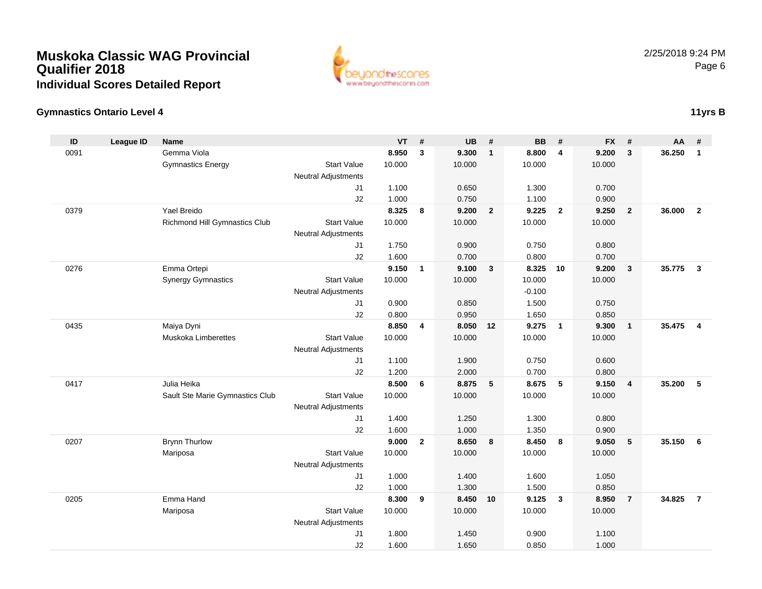# Muskoka Classic WAG Provincial Qualifier 2018

## Individual Scores Detailed Report

### Gymnastics Ontario Level 4

**11yrs B**

| ID | League ID | Name | | VT | # | UB | # | BB | # | FX | # | AA | # |
|---|---|---|---|---|---|---|---|---|---|---|---|---|---|
| 0091 | | Gemma Viola | | **8.950** | **3** | **9.300** | **1** | **8.800** | **4** | **9.200** | **3** | **36.250** | **1** |
| | | Gymnastics Energy | Start Value | 10.000 | | 10.000 | | 10.000 | | 10.000 | | | |
| | | | Neutral Adjustments | | | | | | | | | | |
| | | | J1 | 1.100 | | 0.650 | | 1.300 | | 0.700 | | | |
| | | | J2 | 1.000 | | 0.750 | | 1.100 | | 0.900 | | | |
| 0379 | | Yael Breido | | **8.325** | **8** | **9.200** | **2** | **9.225** | **2** | **9.250** | **2** | **36.000** | **2** |
| | | Richmond Hill Gymnastics Club | Start Value | 10.000 | | 10.000 | | 10.000 | | 10.000 | | | |
| | | | Neutral Adjustments | | | | | | | | | | |
| | | | J1 | 1.750 | | 0.900 | | 0.750 | | 0.800 | | | |
| | | | J2 | 1.600 | | 0.700 | | 0.800 | | 0.700 | | | |
| 0276 | | Emma Ortepi | | **9.150** | **1** | **9.100** | **3** | **8.325** | **10** | **9.200** | **3** | **35.775** | **3** |
| | | Synergy Gymnastics | Start Value | 10.000 | | 10.000 | | 10.000 | | 10.000 | | | |
| | | | Neutral Adjustments | | | | | -0.100 | | | | | |
| | | | J1 | 0.900 | | 0.850 | | 1.500 | | 0.750 | | | |
| | | | J2 | 0.800 | | 0.950 | | 1.650 | | 0.850 | | | |
| 0435 | | Maiya Dyni | | **8.850** | **4** | **8.050** | **12** | **9.275** | **1** | **9.300** | **1** | **35.475** | **4** |
| | | Muskoka Limberettes | Start Value | 10.000 | | 10.000 | | 10.000 | | 10.000 | | | |
| | | | Neutral Adjustments | | | | | | | | | | |
| | | | J1 | 1.100 | | 1.900 | | 0.750 | | 0.600 | | | |
| | | | J2 | 1.200 | | 2.000 | | 0.700 | | 0.800 | | | |
| 0417 | | Julia Heika | | **8.500** | **6** | **8.875** | **5** | **8.675** | **5** | **9.150** | **4** | **35.200** | **5** |
| | | Sault Ste Marie Gymnastics Club | Start Value | 10.000 | | 10.000 | | 10.000 | | 10.000 | | | |
| | | | Neutral Adjustments | | | | | | | | | | |
| | | | J1 | 1.400 | | 1.250 | | 1.300 | | 0.800 | | | |
| | | | J2 | 1.600 | | 1.000 | | 1.350 | | 0.900 | | | |
| 0207 | | Brynn Thurlow | | **9.000** | **2** | **8.650** | **8** | **8.450** | **8** | **9.050** | **5** | **35.150** | **6** |
| | | Mariposa | Start Value | 10.000 | | 10.000 | | 10.000 | | 10.000 | | | |
| | | | Neutral Adjustments | | | | | | | | | | |
| | | | J1 | 1.000 | | 1.400 | | 1.600 | | 1.050 | | | |
| | | | J2 | 1.000 | | 1.300 | | 1.500 | | 0.850 | | | |
| 0205 | | Emma Hand | | **8.300** | **9** | **8.450** | **10** | **9.125** | **3** | **8.950** | **7** | **34.825** | **7** |
| | | Mariposa | Start Value | 10.000 | | 10.000 | | 10.000 | | 10.000 | | | |
| | | | Neutral Adjustments | | | | | | | | | | |
| | | | J1 | 1.800 | | 1.450 | | 0.900 | | 1.100 | | | |
| | | | J2 | 1.600 | | 1.650 | | 0.850 | | 1.000 | | | |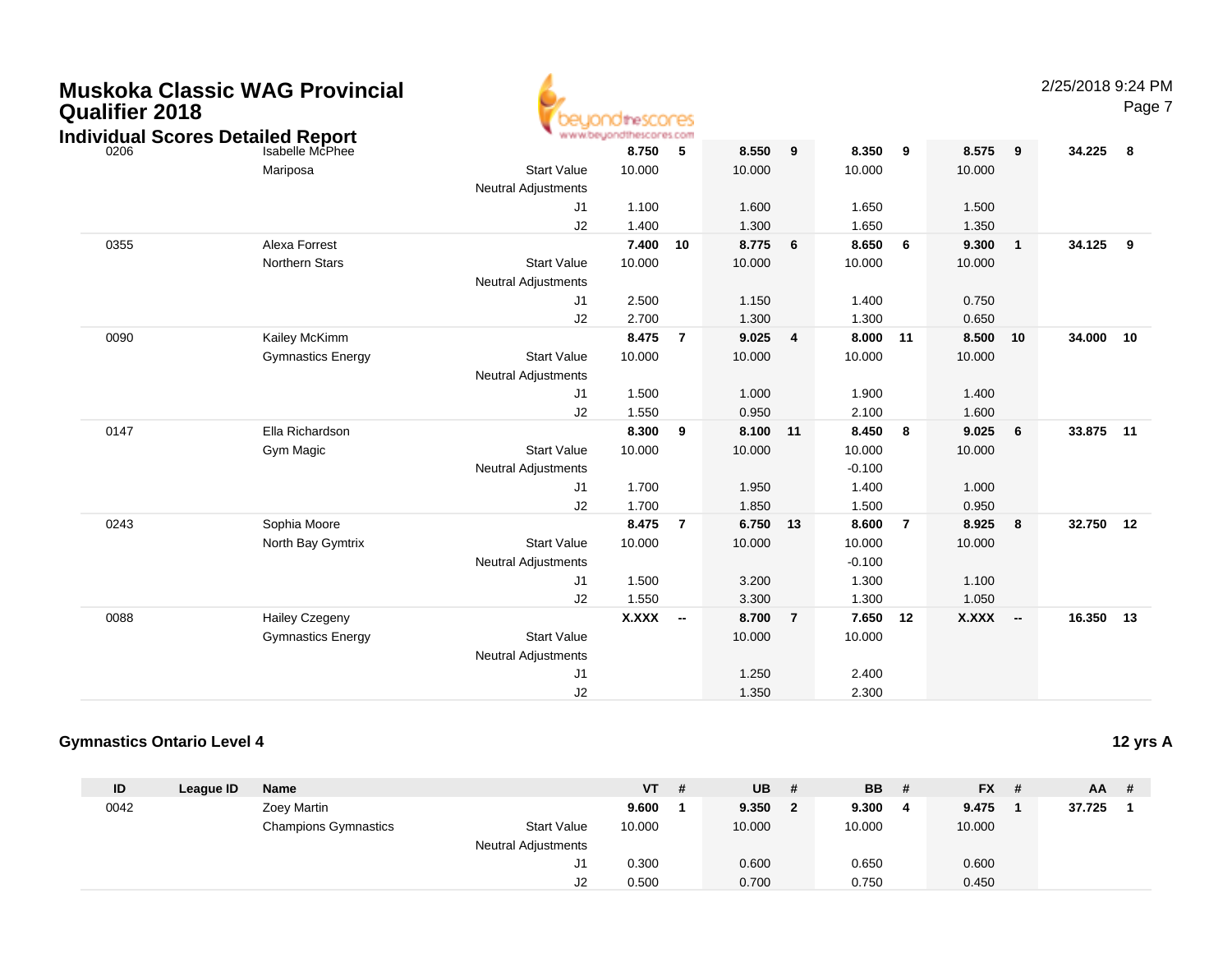# Muskoka Classic WAG Provincial Qualifier 2018

## Individual Scores Detailed Report

| ID | League ID | Name | | VT | # | UB | # | BB | # | FX | # | AA | # |
|---|---|---|---|---|---|---|---|---|---|---|---|---|---|
| 0206 | | Isabelle McPhee | | **8.750** | **5** | **8.550** | **9** | **8.350** | **9** | **8.575** | **9** | **34.225** | **8** |
| | | Mariposa | Start Value | 10.000 | | 10.000 | | 10.000 | | 10.000 | | | |
| | | | Neutral Adjustments | | | | | | | | | | |
| | | | J1 | 1.100 | | 1.600 | | 1.650 | | 1.500 | | | |
| | | | J2 | 1.400 | | 1.300 | | 1.650 | | 1.350 | | | |
| 0355 | | Alexa Forrest | | **7.400** | **10** | **8.775** | **6** | **8.650** | **6** | **9.300** | **1** | **34.125** | **9** |
| | | Northern Stars | Start Value | 10.000 | | 10.000 | | 10.000 | | 10.000 | | | |
| | | | Neutral Adjustments | | | | | | | | | | |
| | | | J1 | 2.500 | | 1.150 | | 1.400 | | 0.750 | | | |
| | | | J2 | 2.700 | | 1.300 | | 1.300 | | 0.650 | | | |
| 0090 | | Kailey McKimm | | **8.475** | **7** | **9.025** | **4** | **8.000** | **11** | **8.500** | **10** | **34.000** | **10** |
| | | Gymnastics Energy | Start Value | 10.000 | | 10.000 | | 10.000 | | 10.000 | | | |
| | | | Neutral Adjustments | | | | | | | | | | |
| | | | J1 | 1.500 | | 1.000 | | 1.900 | | 1.400 | | | |
| | | | J2 | 1.550 | | 0.950 | | 2.100 | | 1.600 | | | |
| 0147 | | Ella Richardson | | **8.300** | **9** | **8.100** | **11** | **8.450** | **8** | **9.025** | **6** | **33.875** | **11** |
| | | Gym Magic | Start Value | 10.000 | | 10.000 | | 10.000 | | 10.000 | | | |
| | | | Neutral Adjustments | | | | | -0.100 | | | | | |
| | | | J1 | 1.700 | | 1.950 | | 1.400 | | 1.000 | | | |
| | | | J2 | 1.700 | | 1.850 | | 1.500 | | 0.950 | | | |
| 0243 | | Sophia Moore | | **8.475** | **7** | **6.750** | **13** | **8.600** | **7** | **8.925** | **8** | **32.750** | **12** |
| | | North Bay Gymtrix | Start Value | 10.000 | | 10.000 | | 10.000 | | 10.000 | | | |
| | | | Neutral Adjustments | | | | | -0.100 | | | | | |
| | | | J1 | 1.500 | | 3.200 | | 1.300 | | 1.100 | | | |
| | | | J2 | 1.550 | | 3.300 | | 1.300 | | 1.050 | | | |
| 0088 | | Hailey Czegeny | | **X.XXX** | **--** | **8.700** | **7** | **7.650** | **12** | **X.XXX** | **--** | **16.350** | **13** |
| | | Gymnastics Energy | Start Value | | | 10.000 | | 10.000 | | | | | |
| | | | Neutral Adjustments | | | | | | | | | | |
| | | | J1 | | | 1.250 | | 2.400 | | | | | |
| | | | J2 | | | 1.350 | | 2.300 | | | | | |

### Gymnastics Ontario Level 4

**12 yrs A**

| ID | League ID | Name | | VT | # | UB | # | BB | # | FX | # | AA | # |
|---|---|---|---|---|---|---|---|---|---|---|---|---|---|
| 0042 | | Zoey Martin | | **9.600** | **1** | **9.350** | **2** | **9.300** | **4** | **9.475** | **1** | **37.725** | **1** |
| | | Champions Gymnastics | Start Value | 10.000 | | 10.000 | | 10.000 | | 10.000 | | | |
| | | | Neutral Adjustments | | | | | | | | | | |
| | | | J1 | 0.300 | | 0.600 | | 0.650 | | 0.600 | | | |
| | | | J2 | 0.500 | | 0.700 | | 0.750 | | 0.450 | | | |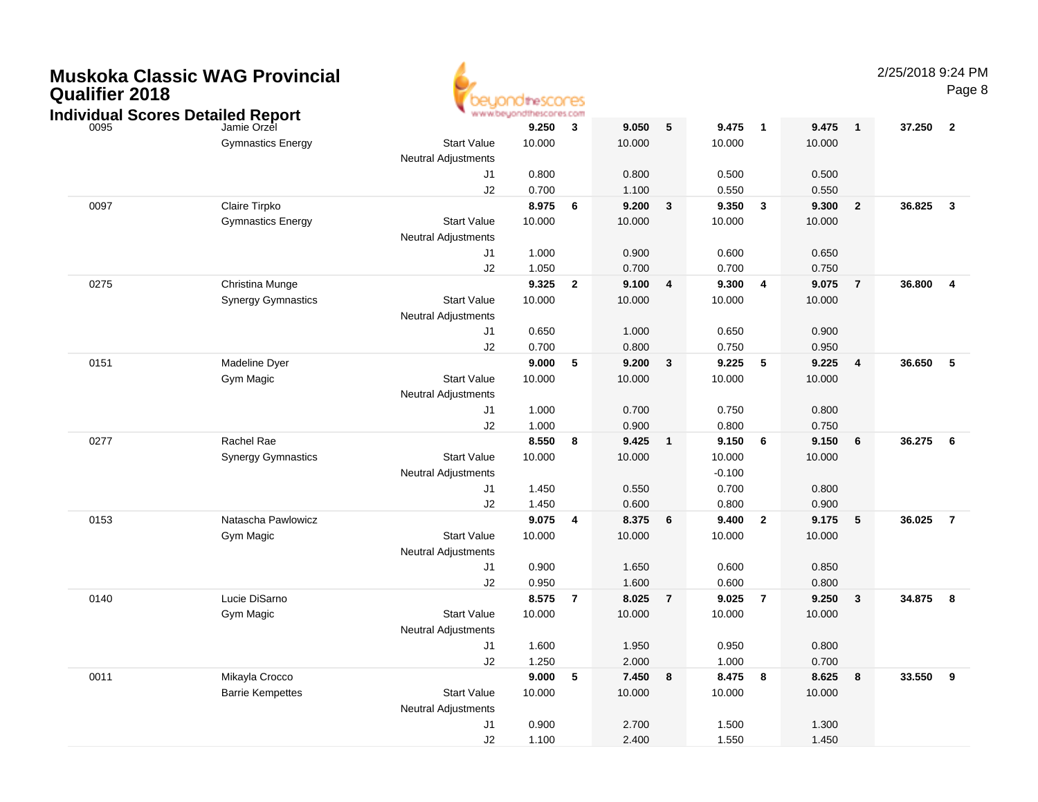# Muskoka Classic WAG Provincial Qualifier 2018

## Individual Scores Detailed Report

2/25/2018 9:24 PM

| | | | | | | | | | | | | |
|---|---|---|---|---|---|---|---|---|---|---|---|---|
| 0095 | Jamie Orzel | | **9.250** | **3** | **9.050** | **5** | **9.475** | **1** | **9.475** | **1** | **37.250** | **2** |
| | Gymnastics Energy | Start Value | 10.000 | | 10.000 | | 10.000 | | 10.000 | | | |
| | | Neutral Adjustments | | | | | | | | | | |
| | | J1 | 0.800 | | 0.800 | | 0.500 | | 0.500 | | | |
| | | J2 | 0.700 | | 1.100 | | 0.550 | | 0.550 | | | |
| 0097 | Claire Tirpko | | **8.975** | **6** | **9.200** | **3** | **9.350** | **3** | **9.300** | **2** | **36.825** | **3** |
| | Gymnastics Energy | Start Value | 10.000 | | 10.000 | | 10.000 | | 10.000 | | | |
| | | Neutral Adjustments | | | | | | | | | | |
| | | J1 | 1.000 | | 0.900 | | 0.600 | | 0.650 | | | |
| | | J2 | 1.050 | | 0.700 | | 0.700 | | 0.750 | | | |
| 0275 | Christina Munge | | **9.325** | **2** | **9.100** | **4** | **9.300** | **4** | **9.075** | **7** | **36.800** | **4** |
| | Synergy Gymnastics | Start Value | 10.000 | | 10.000 | | 10.000 | | 10.000 | | | |
| | | Neutral Adjustments | | | | | | | | | | |
| | | J1 | 0.650 | | 1.000 | | 0.650 | | 0.900 | | | |
| | | J2 | 0.700 | | 0.800 | | 0.750 | | 0.950 | | | |
| 0151 | Madeline Dyer | | **9.000** | **5** | **9.200** | **3** | **9.225** | **5** | **9.225** | **4** | **36.650** | **5** |
| | Gym Magic | Start Value | 10.000 | | 10.000 | | 10.000 | | 10.000 | | | |
| | | Neutral Adjustments | | | | | | | | | | |
| | | J1 | 1.000 | | 0.700 | | 0.750 | | 0.800 | | | |
| | | J2 | 1.000 | | 0.900 | | 0.800 | | 0.750 | | | |
| 0277 | Rachel Rae | | **8.550** | **8** | **9.425** | **1** | **9.150** | **6** | **9.150** | **6** | **36.275** | **6** |
| | Synergy Gymnastics | Start Value | 10.000 | | 10.000 | | 10.000 | | 10.000 | | | |
| | | Neutral Adjustments | | | | | -0.100 | | | | | |
| | | J1 | 1.450 | | 0.550 | | 0.700 | | 0.800 | | | |
| | | J2 | 1.450 | | 0.600 | | 0.800 | | 0.900 | | | |
| 0153 | Natascha Pawlowicz | | **9.075** | **4** | **8.375** | **6** | **9.400** | **2** | **9.175** | **5** | **36.025** | **7** |
| | Gym Magic | Start Value | 10.000 | | 10.000 | | 10.000 | | 10.000 | | | |
| | | Neutral Adjustments | | | | | | | | | | |
| | | J1 | 0.900 | | 1.650 | | 0.600 | | 0.850 | | | |
| | | J2 | 0.950 | | 1.600 | | 0.600 | | 0.800 | | | |
| 0140 | Lucie DiSarno | | **8.575** | **7** | **8.025** | **7** | **9.025** | **7** | **9.250** | **3** | **34.875** | **8** |
| | Gym Magic | Start Value | 10.000 | | 10.000 | | 10.000 | | 10.000 | | | |
| | | Neutral Adjustments | | | | | | | | | | |
| | | J1 | 1.600 | | 1.950 | | 0.950 | | 0.800 | | | |
| | | J2 | 1.250 | | 2.000 | | 1.000 | | 0.700 | | | |
| 0011 | Mikayla Crocco | | **9.000** | **5** | **7.450** | **8** | **8.475** | **8** | **8.625** | **8** | **33.550** | **9** |
| | Barrie Kempettes | Start Value | 10.000 | | 10.000 | | 10.000 | | 10.000 | | | |
| | | Neutral Adjustments | | | | | | | | | | |
| | | J1 | 0.900 | | 2.700 | | 1.500 | | 1.300 | | | |
| | | J2 | 1.100 | | 2.400 | | 1.550 | | 1.450 | | | |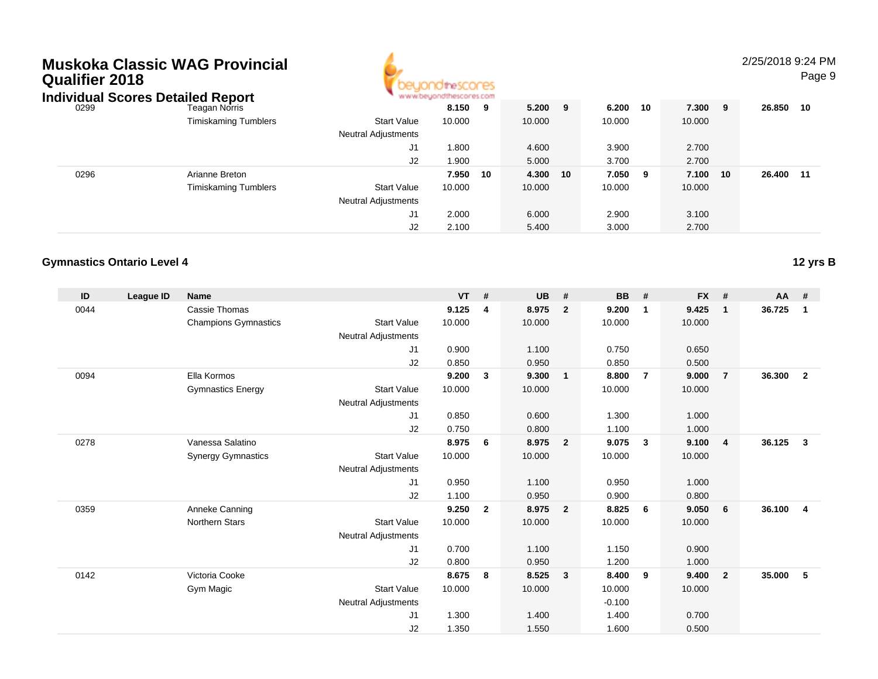# Muskoka Classic WAG Provincial Qualifier 2018

## Individual Scores Detailed Report

| ID | League ID | Name | | VT | # | UB | # | BB | # | FX | # | AA | # |
|---|---|---|---|---|---|---|---|---|---|---|---|---|---|
| 0299 | | Teagan Norris | | 8.150 | 9 | 5.200 | 9 | 6.200 | 10 | 7.300 | 9 | 26.850 | 10 |
| | | Timiskaming Tumblers | Start Value | 10.000 | | 10.000 | | 10.000 | | 10.000 | | | |
| | | | Neutral Adjustments | | | | | | | | | | |
| | | | J1 | 1.800 | | 4.600 | | 3.900 | | 2.700 | | | |
| | | | J2 | 1.900 | | 5.000 | | 3.700 | | 2.700 | | | |
| 0296 | | Arianne Breton | | 7.950 | 10 | 4.300 | 10 | 7.050 | 9 | 7.100 | 10 | 26.400 | 11 |
| | | Timiskaming Tumblers | Start Value | 10.000 | | 10.000 | | 10.000 | | 10.000 | | | |
| | | | Neutral Adjustments | | | | | | | | | | |
| | | | J1 | 2.000 | | 6.000 | | 2.900 | | 3.100 | | | |
| | | | J2 | 2.100 | | 5.400 | | 3.000 | | 2.700 | | | |

### Gymnastics Ontario Level 4

**12 yrs B**

| ID | League ID | Name | | VT | # | UB | # | BB | # | FX | # | AA | # |
|---|---|---|---|---|---|---|---|---|---|---|---|---|---|
| 0044 | | Cassie Thomas | | 9.125 | 4 | 8.975 | 2 | 9.200 | 1 | 9.425 | 1 | 36.725 | 1 |
| | | Champions Gymnastics | Start Value | 10.000 | | 10.000 | | 10.000 | | 10.000 | | | |
| | | | Neutral Adjustments | | | | | | | | | | |
| | | | J1 | 0.900 | | 1.100 | | 0.750 | | 0.650 | | | |
| | | | J2 | 0.850 | | 0.950 | | 0.850 | | 0.500 | | | |
| 0094 | | Ella Kormos | | 9.200 | 3 | 9.300 | 1 | 8.800 | 7 | 9.000 | 7 | 36.300 | 2 |
| | | Gymnastics Energy | Start Value | 10.000 | | 10.000 | | 10.000 | | 10.000 | | | |
| | | | Neutral Adjustments | | | | | | | | | | |
| | | | J1 | 0.850 | | 0.600 | | 1.300 | | 1.000 | | | |
| | | | J2 | 0.750 | | 0.800 | | 1.100 | | 1.000 | | | |
| 0278 | | Vanessa Salatino | | 8.975 | 6 | 8.975 | 2 | 9.075 | 3 | 9.100 | 4 | 36.125 | 3 |
| | | Synergy Gymnastics | Start Value | 10.000 | | 10.000 | | 10.000 | | 10.000 | | | |
| | | | Neutral Adjustments | | | | | | | | | | |
| | | | J1 | 0.950 | | 1.100 | | 0.950 | | 1.000 | | | |
| | | | J2 | 1.100 | | 0.950 | | 0.900 | | 0.800 | | | |
| 0359 | | Anneke Canning | | 9.250 | 2 | 8.975 | 2 | 8.825 | 6 | 9.050 | 6 | 36.100 | 4 |
| | | Northern Stars | Start Value | 10.000 | | 10.000 | | 10.000 | | 10.000 | | | |
| | | | Neutral Adjustments | | | | | | | | | | |
| | | | J1 | 0.700 | | 1.100 | | 1.150 | | 0.900 | | | |
| | | | J2 | 0.800 | | 0.950 | | 1.200 | | 1.000 | | | |
| 0142 | | Victoria Cooke | | 8.675 | 8 | 8.525 | 3 | 8.400 | 9 | 9.400 | 2 | 35.000 | 5 |
| | | Gym Magic | Start Value | 10.000 | | 10.000 | | 10.000 | | 10.000 | | | |
| | | | Neutral Adjustments | | | | | -0.100 | | | | | |
| | | | J1 | 1.300 | | 1.400 | | 1.400 | | 0.700 | | | |
| | | | J2 | 1.350 | | 1.550 | | 1.600 | | 0.500 | | | |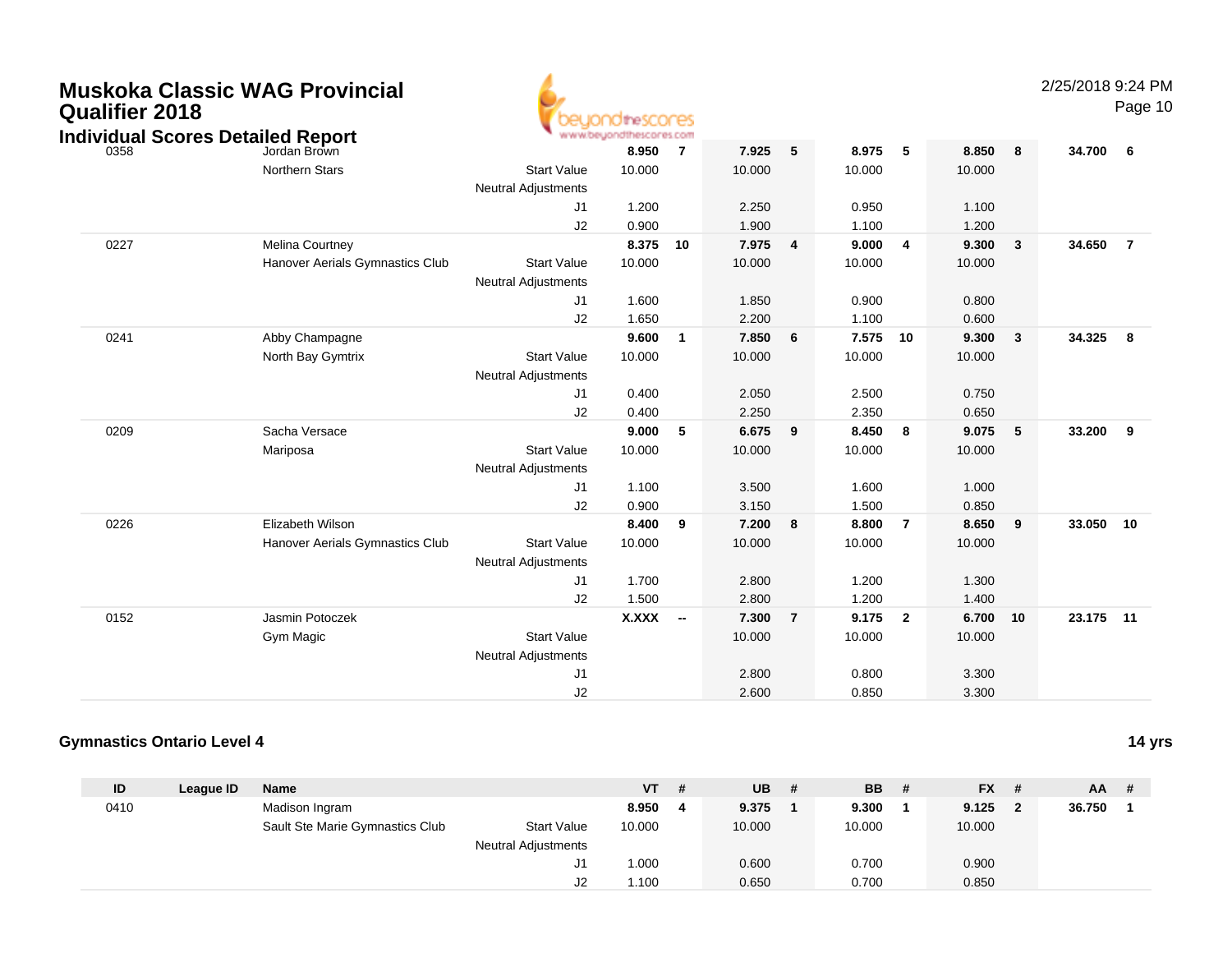# Muskoka Classic WAG Provincial Qualifier 2018

## Individual Scores Detailed Report

| ID | League ID | Name | | VT | # | UB | # | BB | # | FX | # | AA | # |
|---|---|---|---|---|---|---|---|---|---|---|---|---|---|
| 0358 | | Jordan Brown | | **8.950** | **7** | **7.925** | **5** | **8.975** | **5** | **8.850** | **8** | **34.700** | **6** |
| | | Northern Stars | Start Value | 10.000 | | 10.000 | | 10.000 | | 10.000 | | | |
| | | | Neutral Adjustments | | | | | | | | | | |
| | | | J1 | 1.200 | | 2.250 | | 0.950 | | 1.100 | | | |
| | | | J2 | 0.900 | | 1.900 | | 1.100 | | 1.200 | | | |
| 0227 | | Melina Courtney | | **8.375** | **10** | **7.975** | **4** | **9.000** | **4** | **9.300** | **3** | **34.650** | **7** |
| | | Hanover Aerials Gymnastics Club | Start Value | 10.000 | | 10.000 | | 10.000 | | 10.000 | | | |
| | | | Neutral Adjustments | | | | | | | | | | |
| | | | J1 | 1.600 | | 1.850 | | 0.900 | | 0.800 | | | |
| | | | J2 | 1.650 | | 2.200 | | 1.100 | | 0.600 | | | |
| 0241 | | Abby Champagne | | **9.600** | **1** | **7.850** | **6** | **7.575** | **10** | **9.300** | **3** | **34.325** | **8** |
| | | North Bay Gymtrix | Start Value | 10.000 | | 10.000 | | 10.000 | | 10.000 | | | |
| | | | Neutral Adjustments | | | | | | | | | | |
| | | | J1 | 0.400 | | 2.050 | | 2.500 | | 0.750 | | | |
| | | | J2 | 0.400 | | 2.250 | | 2.350 | | 0.650 | | | |
| 0209 | | Sacha Versace | | **9.000** | **5** | **6.675** | **9** | **8.450** | **8** | **9.075** | **5** | **33.200** | **9** |
| | | Mariposa | Start Value | 10.000 | | 10.000 | | 10.000 | | 10.000 | | | |
| | | | Neutral Adjustments | | | | | | | | | | |
| | | | J1 | 1.100 | | 3.500 | | 1.600 | | 1.000 | | | |
| | | | J2 | 0.900 | | 3.150 | | 1.500 | | 0.850 | | | |
| 0226 | | Elizabeth Wilson | | **8.400** | **9** | **7.200** | **8** | **8.800** | **7** | **8.650** | **9** | **33.050** | **10** |
| | | Hanover Aerials Gymnastics Club | Start Value | 10.000 | | 10.000 | | 10.000 | | 10.000 | | | |
| | | | Neutral Adjustments | | | | | | | | | | |
| | | | J1 | 1.700 | | 2.800 | | 1.200 | | 1.300 | | | |
| | | | J2 | 1.500 | | 2.800 | | 1.200 | | 1.400 | | | |
| 0152 | | Jasmin Potoczek | | **X.XXX** | **--** | **7.300** | **7** | **9.175** | **2** | **6.700** | **10** | **23.175** | **11** |
| | | Gym Magic | Start Value | | | 10.000 | | 10.000 | | 10.000 | | | |
| | | | Neutral Adjustments | | | | | | | | | | |
| | | | J1 | | | 2.800 | | 0.800 | | 3.300 | | | |
| | | | J2 | | | 2.600 | | 0.850 | | 3.300 | | | |

### Gymnastics Ontario Level 4 — 14 yrs

| ID | League ID | Name | | VT | # | UB | # | BB | # | FX | # | AA | # |
|---|---|---|---|---|---|---|---|---|---|---|---|---|---|
| 0410 | | Madison Ingram | | **8.950** | **4** | **9.375** | **1** | **9.300** | **1** | **9.125** | **2** | **36.750** | **1** |
| | | Sault Ste Marie Gymnastics Club | Start Value | 10.000 | | 10.000 | | 10.000 | | 10.000 | | | |
| | | | Neutral Adjustments | | | | | | | | | | |
| | | | J1 | 1.000 | | 0.600 | | 0.700 | | 0.900 | | | |
| | | | J2 | 1.100 | | 0.650 | | 0.700 | | 0.850 | | | |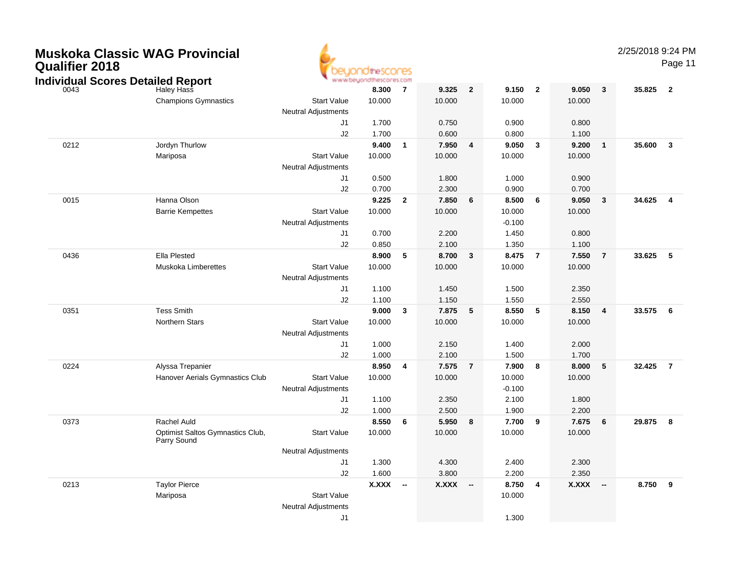# Muskoka Classic WAG Provincial Qualifier 2018

## Individual Scores Detailed Report

| ID | Name / Club | | Score | Rank | Score | Rank | Score | Rank | Score | Rank | AA | Rank |
|---|---|---|---|---|---|---|---|---|---|---|---|---|
| 0043 | Haley Hass | | 8.300 | 7 | 9.325 | 2 | 9.150 | 2 | 9.050 | 3 | 35.825 | 2 |
| | Champions Gymnastics | Start Value | 10.000 | | 10.000 | | 10.000 | | 10.000 | | | |
| | | Neutral Adjustments | | | | | | | | | | |
| | | J1 | 1.700 | | 0.750 | | 0.900 | | 0.800 | | | |
| | | J2 | 1.700 | | 0.600 | | 0.800 | | 1.100 | | | |
| 0212 | Jordyn Thurlow | | 9.400 | 1 | 7.950 | 4 | 9.050 | 3 | 9.200 | 1 | 35.600 | 3 |
| | Mariposa | Start Value | 10.000 | | 10.000 | | 10.000 | | 10.000 | | | |
| | | Neutral Adjustments | | | | | | | | | | |
| | | J1 | 0.500 | | 1.800 | | 1.000 | | 0.900 | | | |
| | | J2 | 0.700 | | 2.300 | | 0.900 | | 0.700 | | | |
| 0015 | Hanna Olson | | 9.225 | 2 | 7.850 | 6 | 8.500 | 6 | 9.050 | 3 | 34.625 | 4 |
| | Barrie Kempettes | Start Value | 10.000 | | 10.000 | | 10.000 | | 10.000 | | | |
| | | Neutral Adjustments | | | | | -0.100 | | | | | |
| | | J1 | 0.700 | | 2.200 | | 1.450 | | 0.800 | | | |
| | | J2 | 0.850 | | 2.100 | | 1.350 | | 1.100 | | | |
| 0436 | Ella Plested | | 8.900 | 5 | 8.700 | 3 | 8.475 | 7 | 7.550 | 7 | 33.625 | 5 |
| | Muskoka Limberettes | Start Value | 10.000 | | 10.000 | | 10.000 | | 10.000 | | | |
| | | Neutral Adjustments | | | | | | | | | | |
| | | J1 | 1.100 | | 1.450 | | 1.500 | | 2.350 | | | |
| | | J2 | 1.100 | | 1.150 | | 1.550 | | 2.550 | | | |
| 0351 | Tess Smith | | 9.000 | 3 | 7.875 | 5 | 8.550 | 5 | 8.150 | 4 | 33.575 | 6 |
| | Northern Stars | Start Value | 10.000 | | 10.000 | | 10.000 | | 10.000 | | | |
| | | Neutral Adjustments | | | | | | | | | | |
| | | J1 | 1.000 | | 2.150 | | 1.400 | | 2.000 | | | |
| | | J2 | 1.000 | | 2.100 | | 1.500 | | 1.700 | | | |
| 0224 | Alyssa Trepanier | | 8.950 | 4 | 7.575 | 7 | 7.900 | 8 | 8.000 | 5 | 32.425 | 7 |
| | Hanover Aerials Gymnastics Club | Start Value | 10.000 | | 10.000 | | 10.000 | | 10.000 | | | |
| | | Neutral Adjustments | | | | | -0.100 | | | | | |
| | | J1 | 1.100 | | 2.350 | | 2.100 | | 1.800 | | | |
| | | J2 | 1.000 | | 2.500 | | 1.900 | | 2.200 | | | |
| 0373 | Rachel Auld | | 8.550 | 6 | 5.950 | 8 | 7.700 | 9 | 7.675 | 6 | 29.875 | 8 |
| | Optimist Saltos Gymnastics Club, Parry Sound | Start Value | 10.000 | | 10.000 | | 10.000 | | 10.000 | | | |
| | | Neutral Adjustments | | | | | | | | | | |
| | | J1 | 1.300 | | 4.300 | | 2.400 | | 2.300 | | | |
| | | J2 | 1.600 | | 3.800 | | 2.200 | | 2.350 | | | |
| 0213 | Taylor Pierce | | X.XXX | -- | X.XXX | -- | 8.750 | 4 | X.XXX | -- | 8.750 | 9 |
| | Mariposa | Start Value | | | | | 10.000 | | | | | |
| | | Neutral Adjustments | | | | | | | | | | |
| | | J1 | | | | | 1.300 | | | | | |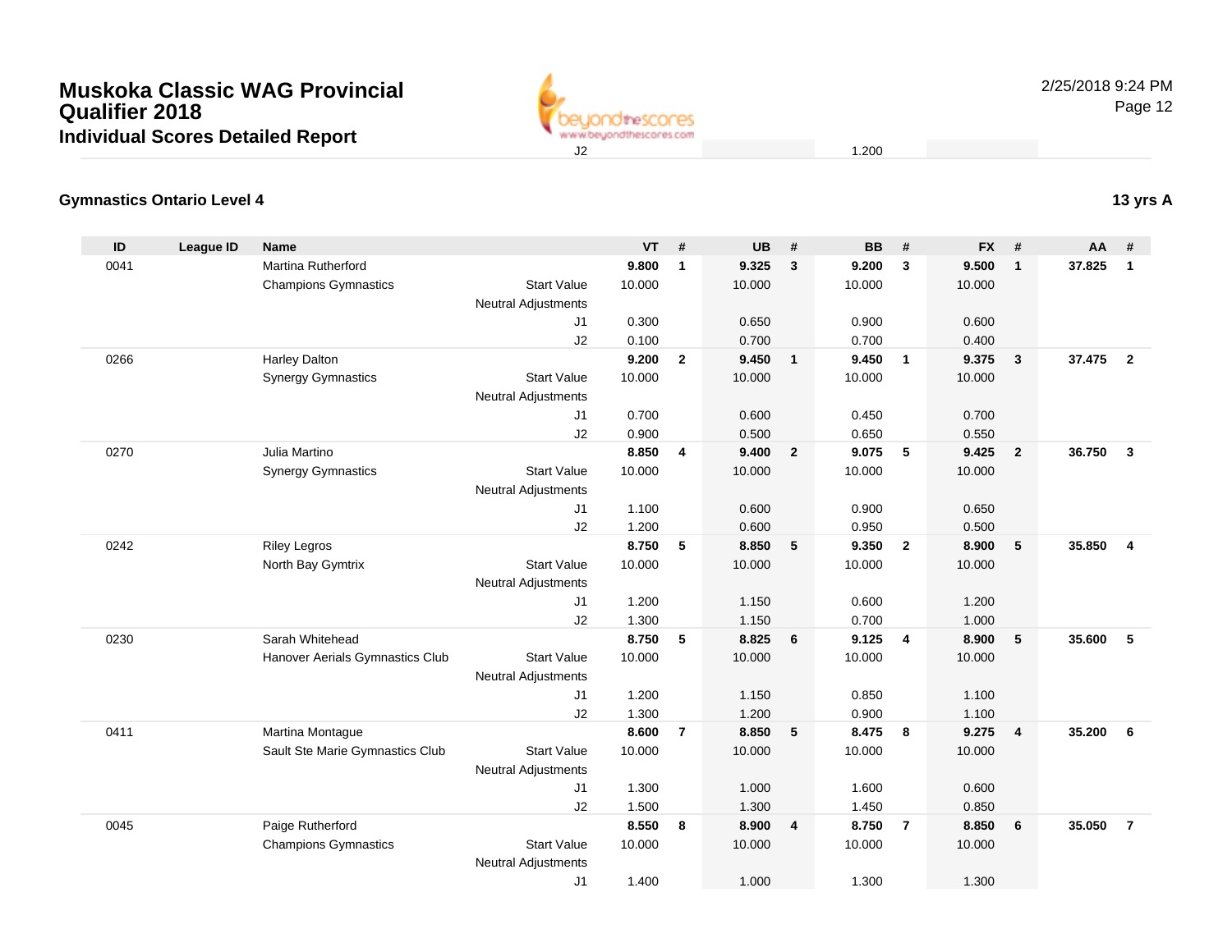# Muskoka Classic WAG Provincial Qualifier 2018

## Individual Scores Detailed Report

| | | | | | | | | | | | | | | |
|---|---|---|---|---|---|---|---|---|---|---|---|---|---|---|
| | | | J2 | | | | | 1.200 | | | | | | |

### Gymnastics Ontario Level 4

**13 yrs A**

| ID | League ID | Name | | VT | # | UB | # | BB | # | FX | # | AA | # |
|---|---|---|---|---|---|---|---|---|---|---|---|---|---|
| 0041 | | Martina Rutherford | | **9.800** | **1** | **9.325** | **3** | **9.200** | **3** | **9.500** | **1** | **37.825** | **1** |
| | | Champions Gymnastics | Start Value | 10.000 | | 10.000 | | 10.000 | | 10.000 | | | |
| | | | Neutral Adjustments | | | | | | | | | | |
| | | | J1 | 0.300 | | 0.650 | | 0.900 | | 0.600 | | | |
| | | | J2 | 0.100 | | 0.700 | | 0.700 | | 0.400 | | | |
| 0266 | | Harley Dalton | | **9.200** | **2** | **9.450** | **1** | **9.450** | **1** | **9.375** | **3** | **37.475** | **2** |
| | | Synergy Gymnastics | Start Value | 10.000 | | 10.000 | | 10.000 | | 10.000 | | | |
| | | | Neutral Adjustments | | | | | | | | | | |
| | | | J1 | 0.700 | | 0.600 | | 0.450 | | 0.700 | | | |
| | | | J2 | 0.900 | | 0.500 | | 0.650 | | 0.550 | | | |
| 0270 | | Julia Martino | | **8.850** | **4** | **9.400** | **2** | **9.075** | **5** | **9.425** | **2** | **36.750** | **3** |
| | | Synergy Gymnastics | Start Value | 10.000 | | 10.000 | | 10.000 | | 10.000 | | | |
| | | | Neutral Adjustments | | | | | | | | | | |
| | | | J1 | 1.100 | | 0.600 | | 0.900 | | 0.650 | | | |
| | | | J2 | 1.200 | | 0.600 | | 0.950 | | 0.500 | | | |
| 0242 | | Riley Legros | | **8.750** | **5** | **8.850** | **5** | **9.350** | **2** | **8.900** | **5** | **35.850** | **4** |
| | | North Bay Gymtrix | Start Value | 10.000 | | 10.000 | | 10.000 | | 10.000 | | | |
| | | | Neutral Adjustments | | | | | | | | | | |
| | | | J1 | 1.200 | | 1.150 | | 0.600 | | 1.200 | | | |
| | | | J2 | 1.300 | | 1.150 | | 0.700 | | 1.000 | | | |
| 0230 | | Sarah Whitehead | | **8.750** | **5** | **8.825** | **6** | **9.125** | **4** | **8.900** | **5** | **35.600** | **5** |
| | | Hanover Aerials Gymnastics Club | Start Value | 10.000 | | 10.000 | | 10.000 | | 10.000 | | | |
| | | | Neutral Adjustments | | | | | | | | | | |
| | | | J1 | 1.200 | | 1.150 | | 0.850 | | 1.100 | | | |
| | | | J2 | 1.300 | | 1.200 | | 0.900 | | 1.100 | | | |
| 0411 | | Martina Montague | | **8.600** | **7** | **8.850** | **5** | **8.475** | **8** | **9.275** | **4** | **35.200** | **6** |
| | | Sault Ste Marie Gymnastics Club | Start Value | 10.000 | | 10.000 | | 10.000 | | 10.000 | | | |
| | | | Neutral Adjustments | | | | | | | | | | |
| | | | J1 | 1.300 | | 1.000 | | 1.600 | | 0.600 | | | |
| | | | J2 | 1.500 | | 1.300 | | 1.450 | | 0.850 | | | |
| 0045 | | Paige Rutherford | | **8.550** | **8** | **8.900** | **4** | **8.750** | **7** | **8.850** | **6** | **35.050** | **7** |
| | | Champions Gymnastics | Start Value | 10.000 | | 10.000 | | 10.000 | | 10.000 | | | |
| | | | Neutral Adjustments | | | | | | | | | | |
| | | | J1 | 1.400 | | 1.000 | | 1.300 | | 1.300 | | | |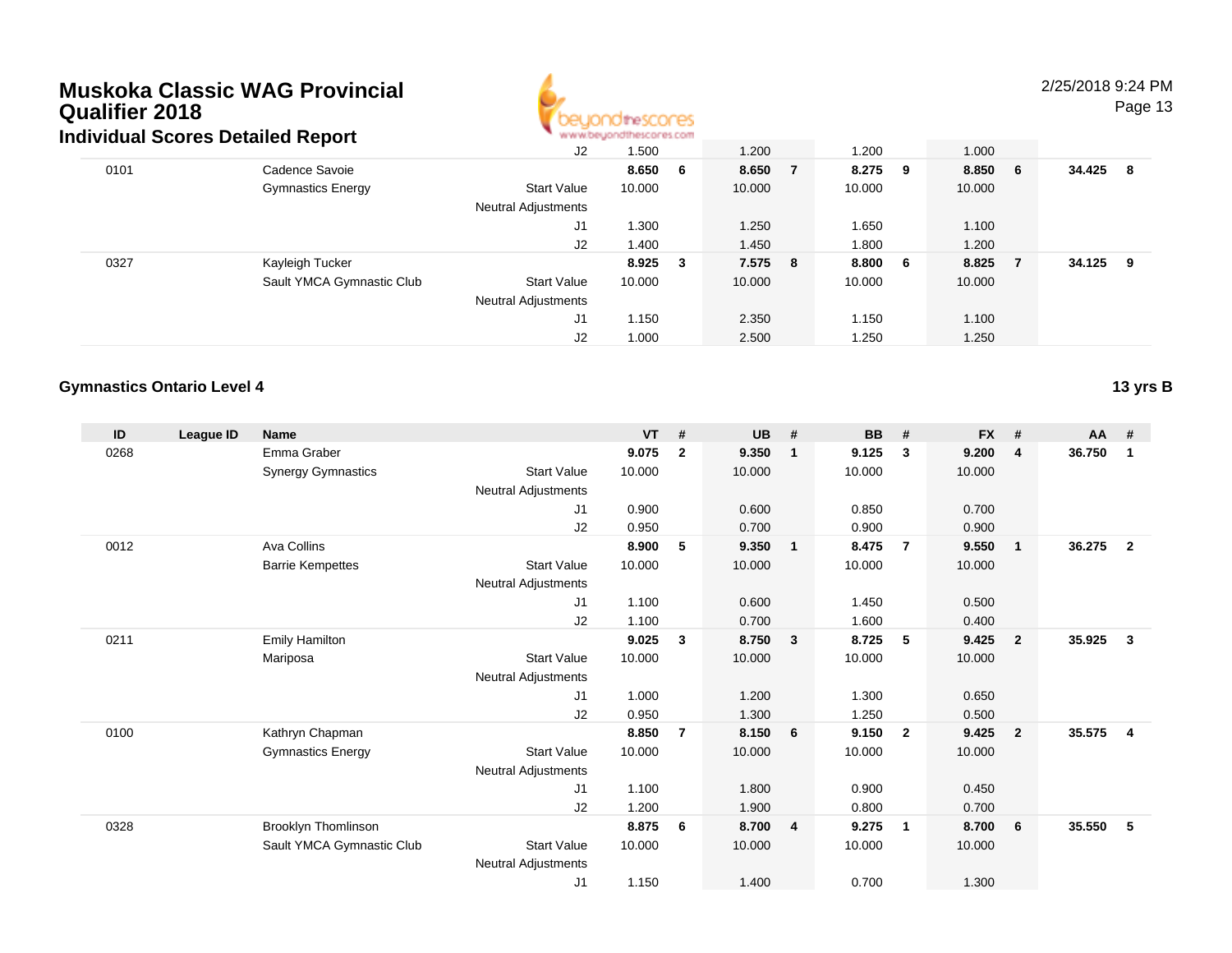# Muskoka Classic WAG Provincial Qualifier 2018

## Individual Scores Detailed Report

| ID | League ID | Name | | VT | # | UB | # | BB | # | FX | # | AA | # |
|---|---|---|---|---|---|---|---|---|---|---|---|---|---|
| | | | J2 | 1.500 | | 1.200 | | 1.200 | | 1.000 | | | |
| 0101 | | Cadence Savoie | | **8.650** | **6** | **8.650** | **7** | **8.275** | **9** | **8.850** | **6** | **34.425** | **8** |
| | | Gymnastics Energy | Start Value | 10.000 | | 10.000 | | 10.000 | | 10.000 | | | |
| | | | Neutral Adjustments | | | | | | | | | | |
| | | | J1 | 1.300 | | 1.250 | | 1.650 | | 1.100 | | | |
| | | | J2 | 1.400 | | 1.450 | | 1.800 | | 1.200 | | | |
| 0327 | | Kayleigh Tucker | | **8.925** | **3** | **7.575** | **8** | **8.800** | **6** | **8.825** | **7** | **34.125** | **9** |
| | | Sault YMCA Gymnastic Club | Start Value | 10.000 | | 10.000 | | 10.000 | | 10.000 | | | |
| | | | Neutral Adjustments | | | | | | | | | | |
| | | | J1 | 1.150 | | 2.350 | | 1.150 | | 1.100 | | | |
| | | | J2 | 1.000 | | 2.500 | | 1.250 | | 1.250 | | | |

### Gymnastics Ontario Level 4

**13 yrs B**

| ID | League ID | Name | | VT | # | UB | # | BB | # | FX | # | AA | # |
|---|---|---|---|---|---|---|---|---|---|---|---|---|---|
| 0268 | | Emma Graber | | **9.075** | **2** | **9.350** | **1** | **9.125** | **3** | **9.200** | **4** | **36.750** | **1** |
| | | Synergy Gymnastics | Start Value | 10.000 | | 10.000 | | 10.000 | | 10.000 | | | |
| | | | Neutral Adjustments | | | | | | | | | | |
| | | | J1 | 0.900 | | 0.600 | | 0.850 | | 0.700 | | | |
| | | | J2 | 0.950 | | 0.700 | | 0.900 | | 0.900 | | | |
| 0012 | | Ava Collins | | **8.900** | **5** | **9.350** | **1** | **8.475** | **7** | **9.550** | **1** | **36.275** | **2** |
| | | Barrie Kempettes | Start Value | 10.000 | | 10.000 | | 10.000 | | 10.000 | | | |
| | | | Neutral Adjustments | | | | | | | | | | |
| | | | J1 | 1.100 | | 0.600 | | 1.450 | | 0.500 | | | |
| | | | J2 | 1.100 | | 0.700 | | 1.600 | | 0.400 | | | |
| 0211 | | Emily Hamilton | | **9.025** | **3** | **8.750** | **3** | **8.725** | **5** | **9.425** | **2** | **35.925** | **3** |
| | | Mariposa | Start Value | 10.000 | | 10.000 | | 10.000 | | 10.000 | | | |
| | | | Neutral Adjustments | | | | | | | | | | |
| | | | J1 | 1.000 | | 1.200 | | 1.300 | | 0.650 | | | |
| | | | J2 | 0.950 | | 1.300 | | 1.250 | | 0.500 | | | |
| 0100 | | Kathryn Chapman | | **8.850** | **7** | **8.150** | **6** | **9.150** | **2** | **9.425** | **2** | **35.575** | **4** |
| | | Gymnastics Energy | Start Value | 10.000 | | 10.000 | | 10.000 | | 10.000 | | | |
| | | | Neutral Adjustments | | | | | | | | | | |
| | | | J1 | 1.100 | | 1.800 | | 0.900 | | 0.450 | | | |
| | | | J2 | 1.200 | | 1.900 | | 0.800 | | 0.700 | | | |
| 0328 | | Brooklyn Thomlinson | | **8.875** | **6** | **8.700** | **4** | **9.275** | **1** | **8.700** | **6** | **35.550** | **5** |
| | | Sault YMCA Gymnastic Club | Start Value | 10.000 | | 10.000 | | 10.000 | | 10.000 | | | |
| | | | Neutral Adjustments | | | | | | | | | | |
| | | | J1 | 1.150 | | 1.400 | | 0.700 | | 1.300 | | | |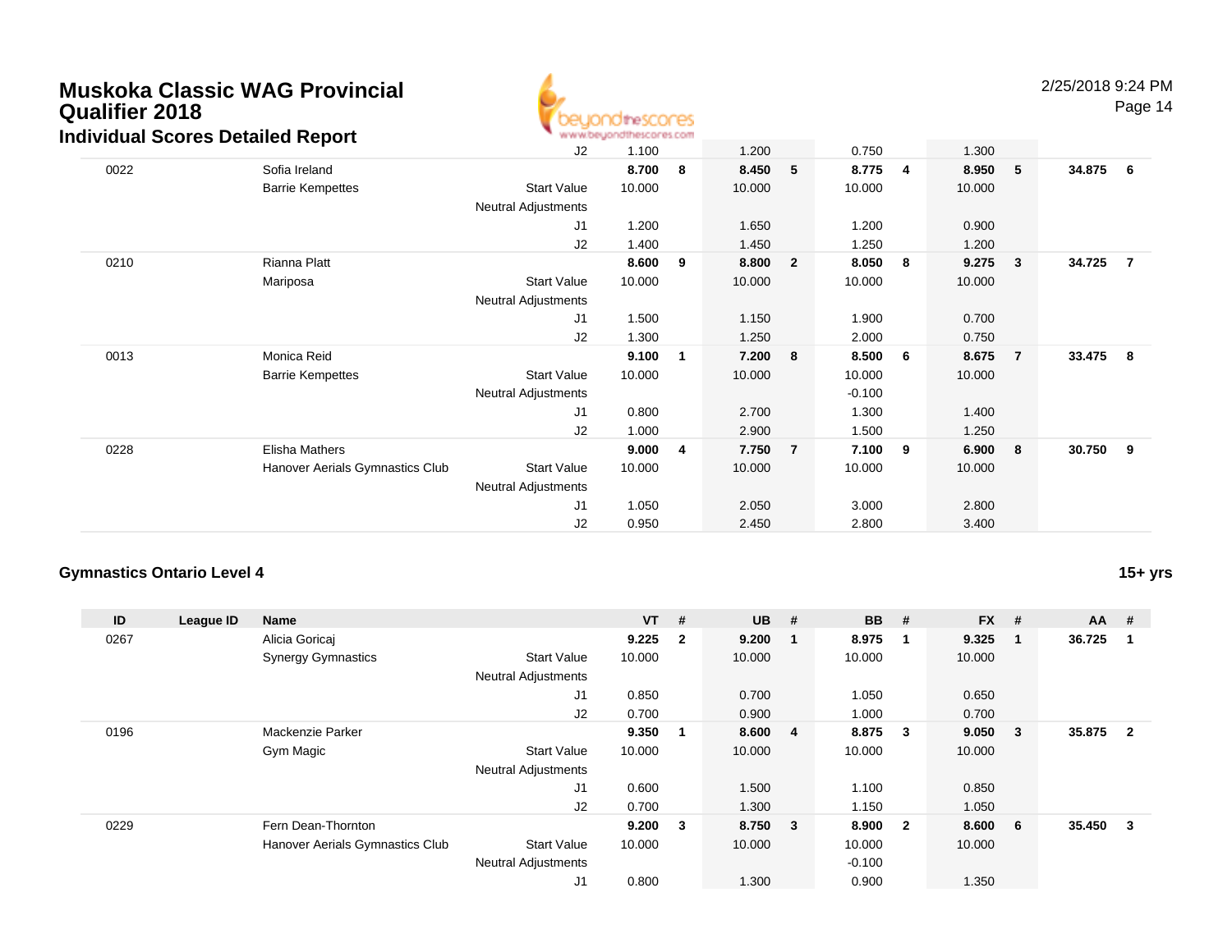# Muskoka Classic WAG Provincial Qualifier 2018

## Individual Scores Detailed Report

| ID | League ID | Name | | VT | # | UB | # | BB | # | FX | # | AA | # |
|---|---|---|---|---|---|---|---|---|---|---|---|---|---|
| | | | J2 | 1.100 | | 1.200 | | 0.750 | | 1.300 | | | |
| 0022 | | Sofia Ireland | | **8.700** | **8** | **8.450** | **5** | **8.775** | **4** | **8.950** | **5** | **34.875** | **6** |
| | | Barrie Kempettes | Start Value | 10.000 | | 10.000 | | 10.000 | | 10.000 | | | |
| | | | Neutral Adjustments | | | | | | | | | | |
| | | | J1 | 1.200 | | 1.650 | | 1.200 | | 0.900 | | | |
| | | | J2 | 1.400 | | 1.450 | | 1.250 | | 1.200 | | | |
| 0210 | | Rianna Platt | | **8.600** | **9** | **8.800** | **2** | **8.050** | **8** | **9.275** | **3** | **34.725** | **7** |
| | | Mariposa | Start Value | 10.000 | | 10.000 | | 10.000 | | 10.000 | | | |
| | | | Neutral Adjustments | | | | | | | | | | |
| | | | J1 | 1.500 | | 1.150 | | 1.900 | | 0.700 | | | |
| | | | J2 | 1.300 | | 1.250 | | 2.000 | | 0.750 | | | |
| 0013 | | Monica Reid | | **9.100** | **1** | **7.200** | **8** | **8.500** | **6** | **8.675** | **7** | **33.475** | **8** |
| | | Barrie Kempettes | Start Value | 10.000 | | 10.000 | | 10.000 | | 10.000 | | | |
| | | | Neutral Adjustments | | | | | -0.100 | | | | | |
| | | | J1 | 0.800 | | 2.700 | | 1.300 | | 1.400 | | | |
| | | | J2 | 1.000 | | 2.900 | | 1.500 | | 1.250 | | | |
| 0228 | | Elisha Mathers | | **9.000** | **4** | **7.750** | **7** | **7.100** | **9** | **6.900** | **8** | **30.750** | **9** |
| | | Hanover Aerials Gymnastics Club | Start Value | 10.000 | | 10.000 | | 10.000 | | 10.000 | | | |
| | | | Neutral Adjustments | | | | | | | | | | |
| | | | J1 | 1.050 | | 2.050 | | 3.000 | | 2.800 | | | |
| | | | J2 | 0.950 | | 2.450 | | 2.800 | | 3.400 | | | |

### Gymnastics Ontario Level 4

**15+ yrs**

| ID | League ID | Name | | VT | # | UB | # | BB | # | FX | # | AA | # |
|---|---|---|---|---|---|---|---|---|---|---|---|---|---|
| 0267 | | Alicia Goricaj | | **9.225** | **2** | **9.200** | **1** | **8.975** | **1** | **9.325** | **1** | **36.725** | **1** |
| | | Synergy Gymnastics | Start Value | 10.000 | | 10.000 | | 10.000 | | 10.000 | | | |
| | | | Neutral Adjustments | | | | | | | | | | |
| | | | J1 | 0.850 | | 0.700 | | 1.050 | | 0.650 | | | |
| | | | J2 | 0.700 | | 0.900 | | 1.000 | | 0.700 | | | |
| 0196 | | Mackenzie Parker | | **9.350** | **1** | **8.600** | **4** | **8.875** | **3** | **9.050** | **3** | **35.875** | **2** |
| | | Gym Magic | Start Value | 10.000 | | 10.000 | | 10.000 | | 10.000 | | | |
| | | | Neutral Adjustments | | | | | | | | | | |
| | | | J1 | 0.600 | | 1.500 | | 1.100 | | 0.850 | | | |
| | | | J2 | 0.700 | | 1.300 | | 1.150 | | 1.050 | | | |
| 0229 | | Fern Dean-Thornton | | **9.200** | **3** | **8.750** | **3** | **8.900** | **2** | **8.600** | **6** | **35.450** | **3** |
| | | Hanover Aerials Gymnastics Club | Start Value | 10.000 | | 10.000 | | 10.000 | | 10.000 | | | |
| | | | Neutral Adjustments | | | | | -0.100 | | | | | |
| | | | J1 | 0.800 | | 1.300 | | 0.900 | | 1.350 | | | |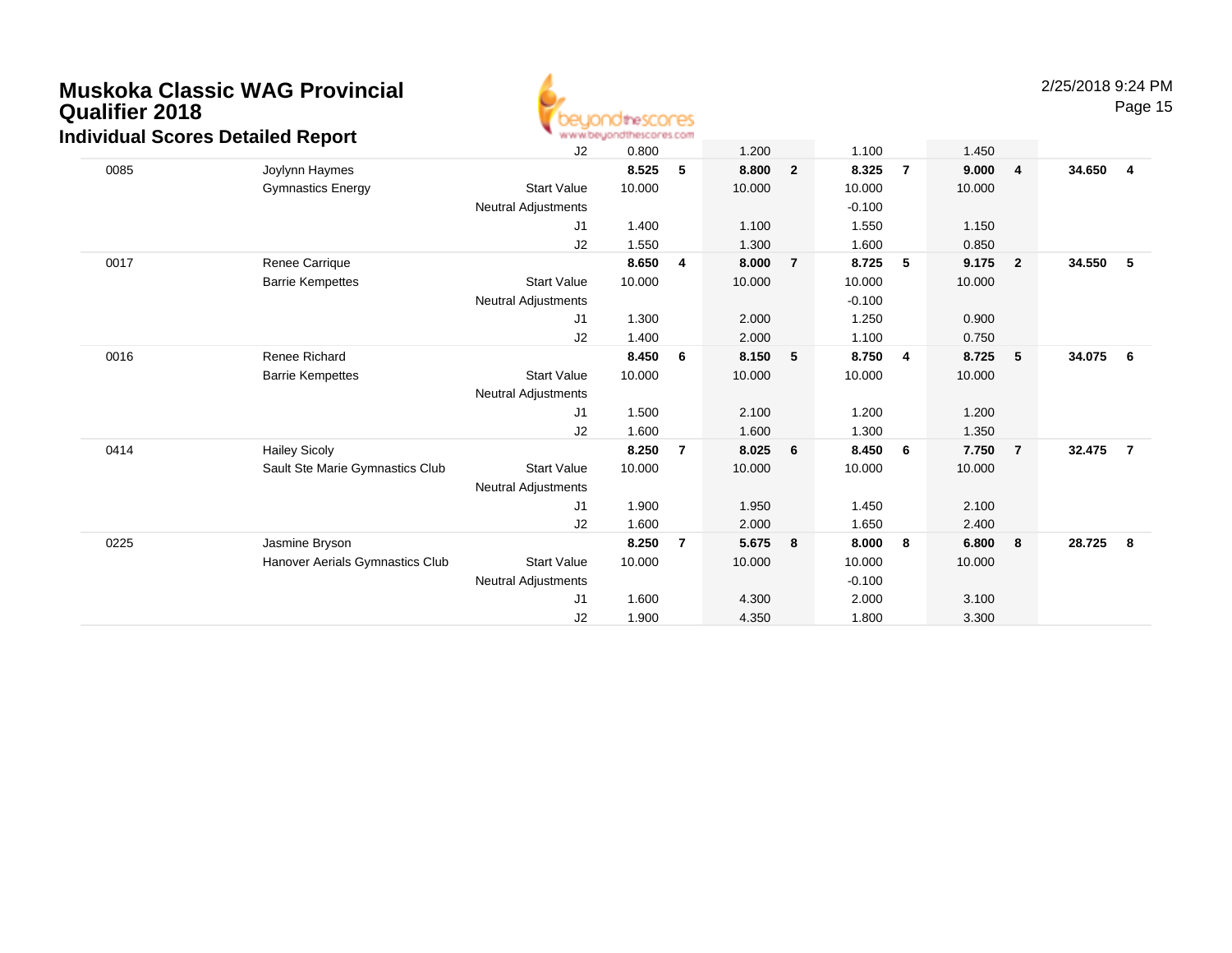# Muskoka Classic WAG Provincial Qualifier 2018

## Individual Scores Detailed Report

2/25/2018 9:24 PM

| | | | | | | | | | | | | |
|---|---|---|---|---|---|---|---|---|---|---|---|---|
| | | J2 | 0.800 | | 1.200 | | 1.100 | | 1.450 | | | |
| 0085 | Joylynn Haymes | | **8.525** | **5** | **8.800** | **2** | **8.325** | **7** | **9.000** | **4** | **34.650** | **4** |
| | Gymnastics Energy | Start Value | 10.000 | | 10.000 | | 10.000 | | 10.000 | | | |
| | | Neutral Adjustments | | | | | -0.100 | | | | | |
| | | J1 | 1.400 | | 1.100 | | 1.550 | | 1.150 | | | |
| | | J2 | 1.550 | | 1.300 | | 1.600 | | 0.850 | | | |
| 0017 | Renee Carrique | | **8.650** | **4** | **8.000** | **7** | **8.725** | **5** | **9.175** | **2** | **34.550** | **5** |
| | Barrie Kempettes | Start Value | 10.000 | | 10.000 | | 10.000 | | 10.000 | | | |
| | | Neutral Adjustments | | | | | -0.100 | | | | | |
| | | J1 | 1.300 | | 2.000 | | 1.250 | | 0.900 | | | |
| | | J2 | 1.400 | | 2.000 | | 1.100 | | 0.750 | | | |
| 0016 | Renee Richard | | **8.450** | **6** | **8.150** | **5** | **8.750** | **4** | **8.725** | **5** | **34.075** | **6** |
| | Barrie Kempettes | Start Value | 10.000 | | 10.000 | | 10.000 | | 10.000 | | | |
| | | Neutral Adjustments | | | | | | | | | | |
| | | J1 | 1.500 | | 2.100 | | 1.200 | | 1.200 | | | |
| | | J2 | 1.600 | | 1.600 | | 1.300 | | 1.350 | | | |
| 0414 | Hailey Sicoly | | **8.250** | **7** | **8.025** | **6** | **8.450** | **6** | **7.750** | **7** | **32.475** | **7** |
| | Sault Ste Marie Gymnastics Club | Start Value | 10.000 | | 10.000 | | 10.000 | | 10.000 | | | |
| | | Neutral Adjustments | | | | | | | | | | |
| | | J1 | 1.900 | | 1.950 | | 1.450 | | 2.100 | | | |
| | | J2 | 1.600 | | 2.000 | | 1.650 | | 2.400 | | | |
| 0225 | Jasmine Bryson | | **8.250** | **7** | **5.675** | **8** | **8.000** | **8** | **6.800** | **8** | **28.725** | **8** |
| | Hanover Aerials Gymnastics Club | Start Value | 10.000 | | 10.000 | | 10.000 | | 10.000 | | | |
| | | Neutral Adjustments | | | | | -0.100 | | | | | |
| | | J1 | 1.600 | | 4.300 | | 2.000 | | 3.100 | | | |
| | | J2 | 1.900 | | 4.350 | | 1.800 | | 3.300 | | | |